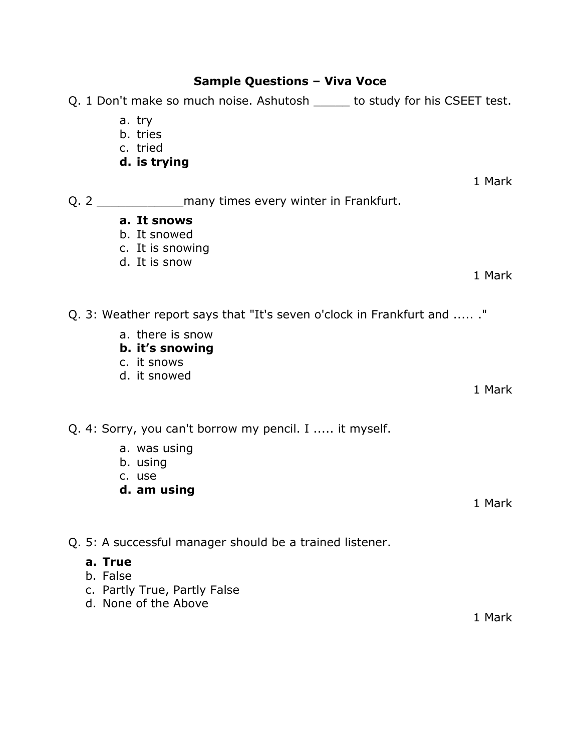**Sample Questions – Viva Voce**

Q. 1 Don't make so much noise. Ashutosh _____ to study for his CSEET test.

a. try
b. tries
c. tried
**d. is trying**

1 Mark

Q. 2 ____________many times every winter in Frankfurt.

**a. It snows**
b. It snowed
c. It is snowing
d. It is snow

1 Mark

Q. 3: Weather report says that "It's seven o'clock in Frankfurt and ..... ."

a. there is snow
**b. it's snowing**
c. it snows
d. it snowed

1 Mark

Q. 4: Sorry, you can't borrow my pencil. I ..... it myself.

a. was using
b. using
c. use
**d. am using**

1 Mark

Q. 5: A successful manager should be a trained listener.

**a. True**
b. False
c. Partly True, Partly False
d. None of the Above

1 Mark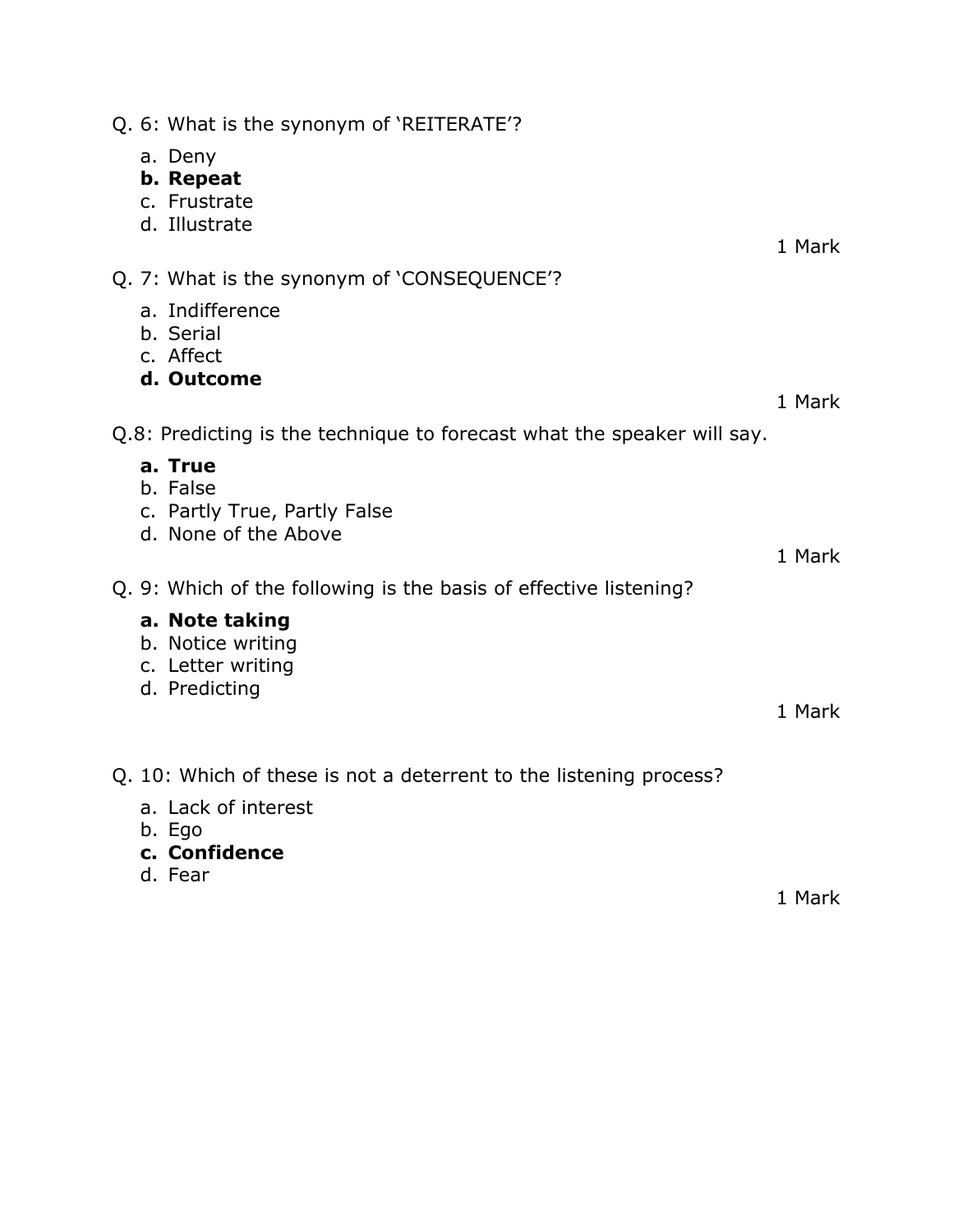Q. 6: What is the synonym of 'REITERATE'?

a. Deny
**b. Repeat**
c. Frustrate
d. Illustrate

1 Mark

Q. 7: What is the synonym of 'CONSEQUENCE'?

a. Indifference
b. Serial
c. Affect
**d. Outcome**

1 Mark

Q.8: Predicting is the technique to forecast what the speaker will say.

**a. True**
b. False
c. Partly True, Partly False
d. None of the Above

1 Mark

Q. 9: Which of the following is the basis of effective listening?

**a. Note taking**
b. Notice writing
c. Letter writing
d. Predicting

1 Mark

Q. 10: Which of these is not a deterrent to the listening process?

a. Lack of interest
b. Ego
**c. Confidence**
d. Fear

1 Mark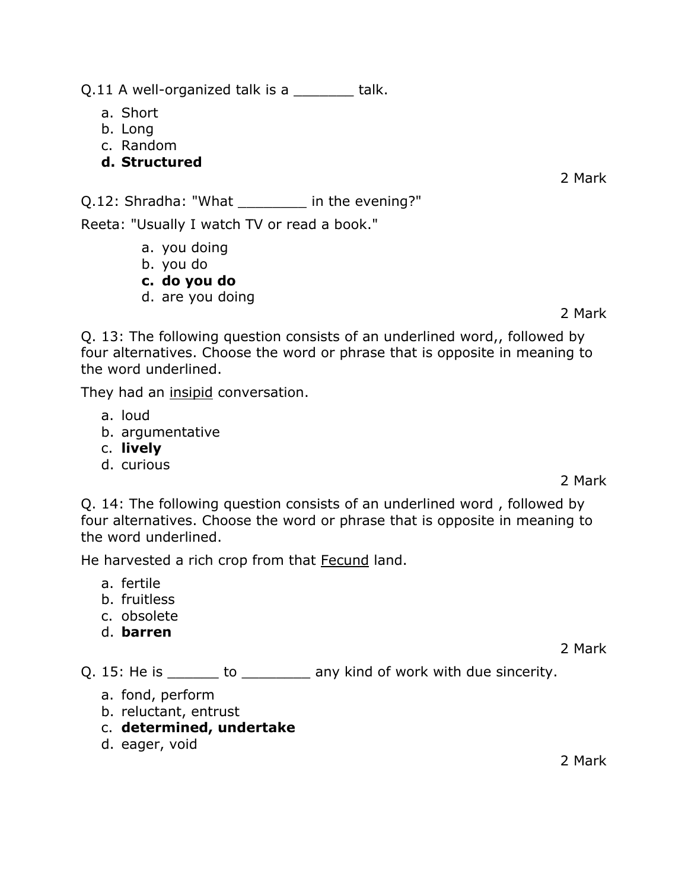Q.11 A well-organized talk is a _______ talk.

a. Short
b. Long
c. Random
**d. Structured**

2 Mark

Q.12: Shradha: "What ________ in the evening?"

Reeta: "Usually I watch TV or read a book."

a. you doing
b. you do
**c. do you do**
d. are you doing

2 Mark

Q. 13: The following question consists of an underlined word,, followed by four alternatives. Choose the word or phrase that is opposite in meaning to the word underlined.

They had an <u>insipid</u> conversation.

a. loud
b. argumentative
c. **lively**
d. curious

2 Mark

Q. 14: The following question consists of an underlined word , followed by four alternatives. Choose the word or phrase that is opposite in meaning to the word underlined.

He harvested a rich crop from that <u>Fecund</u> land.

a. fertile
b. fruitless
c. obsolete
d. **barren**

2 Mark

Q. 15: He is ______ to ________ any kind of work with due sincerity.

a. fond, perform
b. reluctant, entrust
c. **determined, undertake**
d. eager, void

2 Mark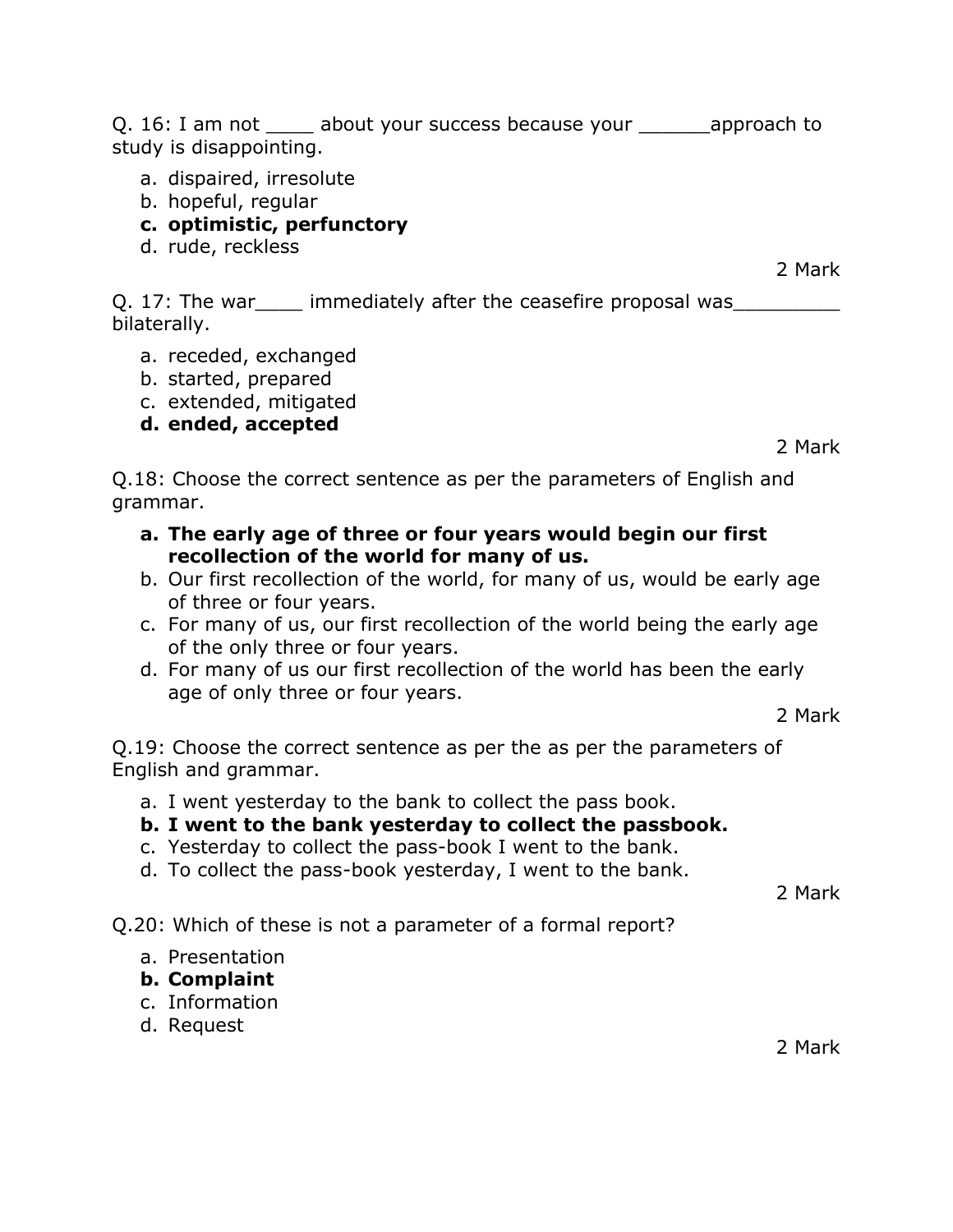Q. 16: I am not ____ about your success because your ______approach to study is disappointing.

a. dispaired, irresolute
b. hopeful, regular
**c. optimistic, perfunctory**
d. rude, reckless

2 Mark

Q. 17: The war____ immediately after the ceasefire proposal was_________ bilaterally.

a. receded, exchanged
b. started, prepared
c. extended, mitigated
**d. ended, accepted**

2 Mark

Q.18: Choose the correct sentence as per the parameters of English and grammar.

**a. The early age of three or four years would begin our first recollection of the world for many of us.**
b. Our first recollection of the world, for many of us, would be early age of three or four years.
c. For many of us, our first recollection of the world being the early age of the only three or four years.
d. For many of us our first recollection of the world has been the early age of only three or four years.

2 Mark

Q.19: Choose the correct sentence as per the as per the parameters of English and grammar.

a. I went yesterday to the bank to collect the pass book.
**b. I went to the bank yesterday to collect the passbook.**
c. Yesterday to collect the pass-book I went to the bank.
d. To collect the pass-book yesterday, I went to the bank.

2 Mark

Q.20: Which of these is not a parameter of a formal report?

a. Presentation
**b. Complaint**
c. Information
d. Request

2 Mark